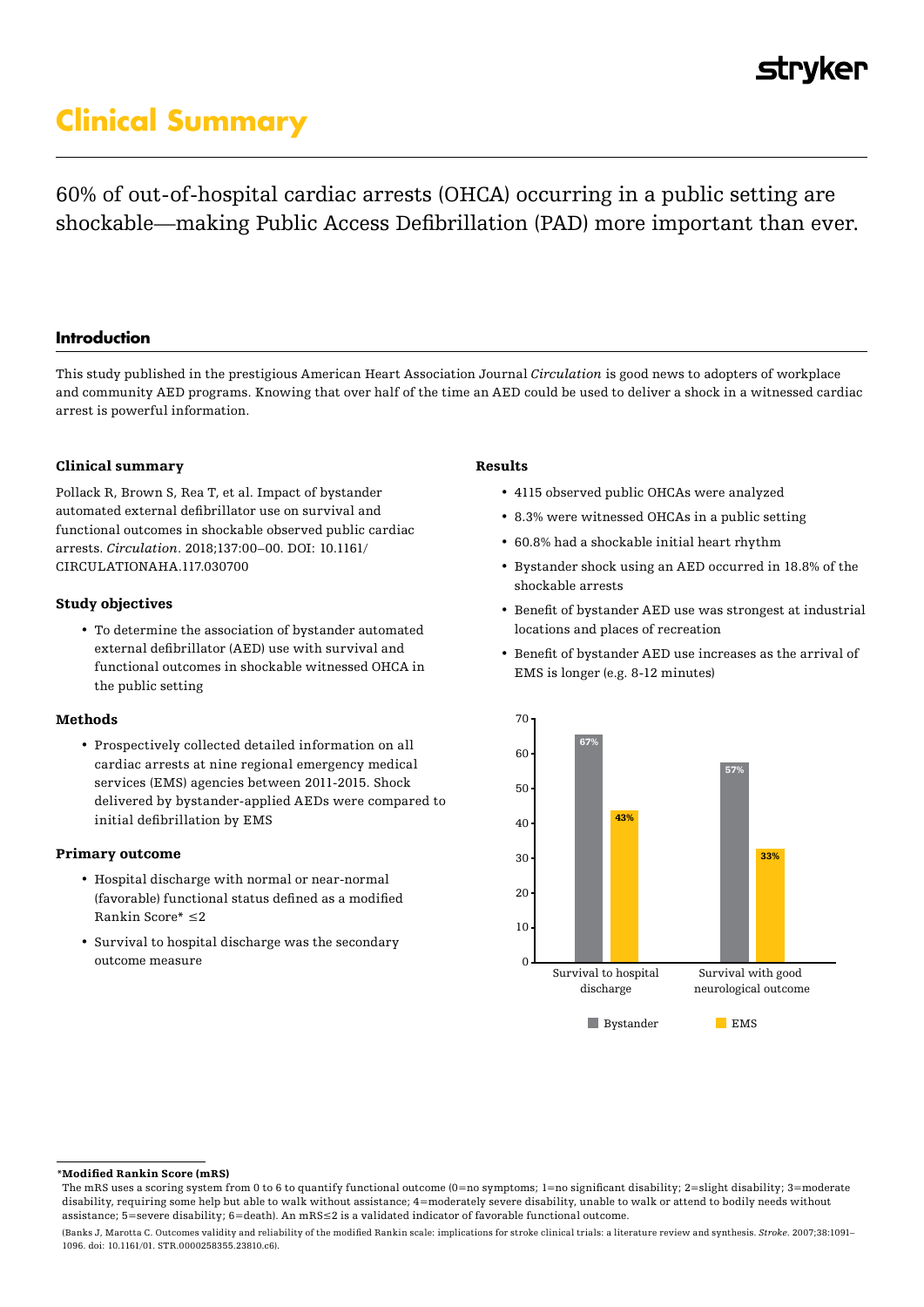stryker

# Clinical Summary

60% of out-of-hospital cardiac arrests (OHCA) occurring in a public setting are shockable—making Public Access Defibrillation (PAD) more important than ever.

## Introduction

This study published in the prestigious American Heart Association Journal *Circulation* is good news to adopters of workplace and community AED programs. Knowing that over half of the time an AED could be used to deliver a shock in a witnessed cardiac arrest is powerful information.

### Clinical summary

Pollack R, Brown S, Rea T, et al. Impact of bystander automated external defibrillator use on survival and functional outcomes in shockable observed public cardiac arrests. *Circulation*. 2018;137:00–00. DOI: 10.1161/ CIRCULATIONAHA.117.030700

### Study objectives

- To determine the association of bystander automated external defibrillator (AED) use with survival and functional outcomes in shockable witnessed OHCA in the public setting

### Methods

- Prospectively collected detailed information on all cardiac arrests at nine regional emergency medical services (EMS) agencies between 2011-2015. Shock delivered by bystander-applied AEDs were compared to initial defibrillation by EMS

### Primary outcome

- Hospital discharge with normal or near-normal (favorable) functional status defined as a modified Rankin Score* ≤2
- Survival to hospital discharge was the secondary outcome measure

### Results

- 4115 observed public OHCAs were analyzed
- 8.3% were witnessed OHCAs in a public setting
- 60.8% had a shockable initial heart rhythm
- Bystander shock using an AED occurred in 18.8% of the shockable arrests
- Benefit of bystander AED use was strongest at industrial locations and places of recreation
- Benefit of bystander AED use increases as the arrival of EMS is longer (e.g. 8-12 minutes)

| | Bystander | EMS |
|---|---|---|
| Survival to hospital discharge | 67% | 43% |
| Survival with good neurological outcome | 57% | 33% |

**\*Modified Rankin Score (mRS)**

The mRS uses a scoring system from 0 to 6 to quantify functional outcome (0=no symptoms; 1=no significant disability; 2=slight disability; 3=moderate disability, requiring some help but able to walk without assistance; 4=moderately severe disability, unable to walk or attend to bodily needs without assistance; 5=severe disability; 6=death). An mRS≤2 is a validated indicator of favorable functional outcome.

(Banks J, Marotta C. Outcomes validity and reliability of the modified Rankin scale: implications for stroke clinical trials: a literature review and synthesis. *Stroke*. 2007;38:1091–1096. doi: 10.1161/01. STR.0000258355.23810.c6).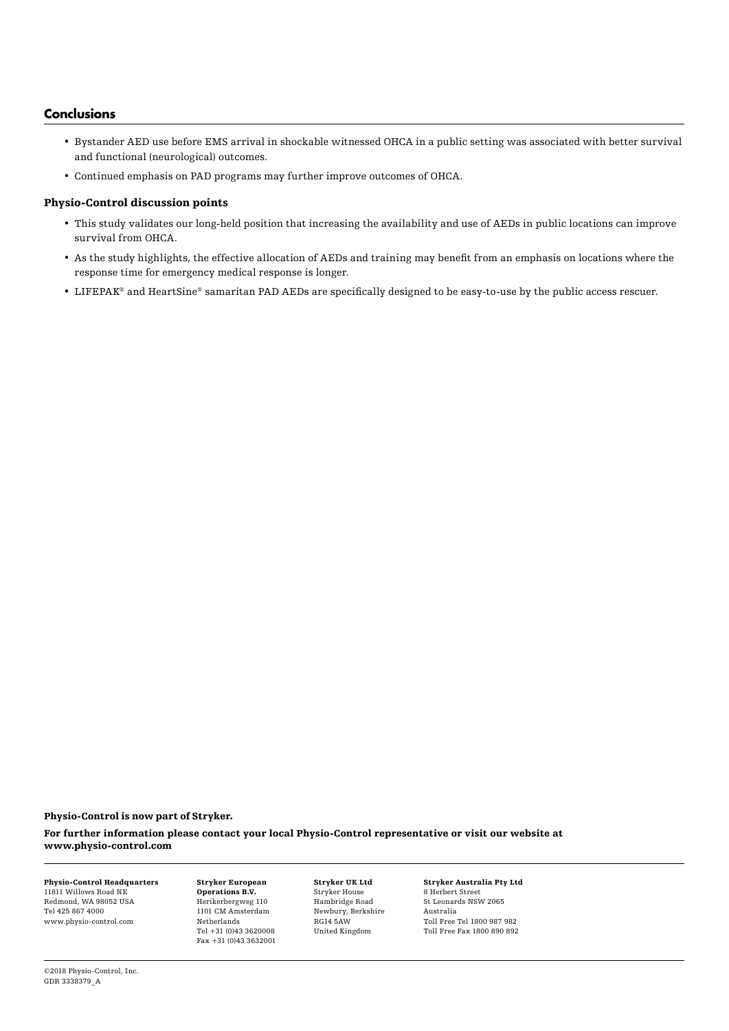## Conclusions

- Bystander AED use before EMS arrival in shockable witnessed OHCA in a public setting was associated with better survival and functional (neurological) outcomes.
- Continued emphasis on PAD programs may further improve outcomes of OHCA.

### Physio-Control discussion points

- This study validates our long-held position that increasing the availability and use of AEDs in public locations can improve survival from OHCA.
- As the study highlights, the effective allocation of AEDs and training may benefit from an emphasis on locations where the response time for emergency medical response is longer.
- LIFEPAK® and HeartSine® samaritan PAD AEDs are specifically designed to be easy-to-use by the public access rescuer.

**Physio-Control is now part of Stryker.**

**For further information please contact your local Physio-Control representative or visit our website at www.physio-control.com**

**Physio-Control Headquarters**
11811 Willows Road NE
Redmond, WA 98052 USA
Tel 425 867 4000
www.physio-control.com

**Stryker European Operations B.V.**
Herikerbergweg 110
1101 CM Amsterdam
Netherlands
Tel +31 (0)43 3620008
Fax +31 (0)43 3632001

**Stryker UK Ltd**
Stryker House
Hambridge Road
Newbury, Berkshire
RG14 5AW
United Kingdom

**Stryker Australia Pty Ltd**
8 Herbert Street
St Leonards NSW 2065
Australia
Toll Free Tel 1800 987 982
Toll Free Fax 1800 890 892

©2018 Physio-Control, Inc.
GDR 3338379_A